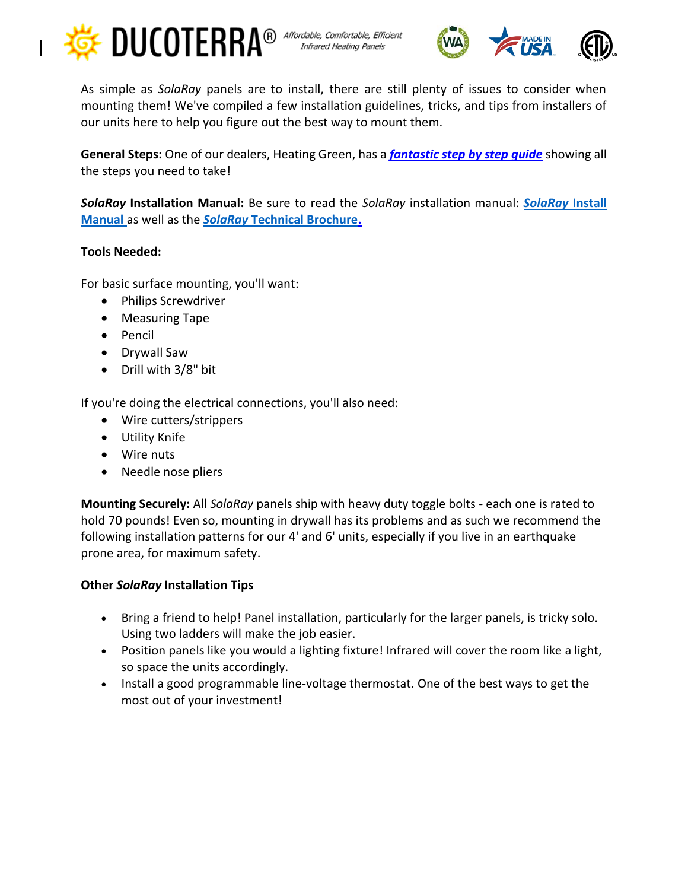As simple as *SolaRay* panels are to install, there are still plenty of issues to consider when mounting them! We've compiled a few installation guidelines, tricks, and tips from installers of our units here to help you figure out the best way to mount them.

**General Steps:** One of our dealers, Heating Green, has a ***fantastic step by step guide*** showing all the steps you need to take!

***SolaRay* Installation Manual:** Be sure to read the *SolaRay* installation manual: ***SolaRay* Install Manual** as well as the ***SolaRay* Technical Brochure.**

**Tools Needed:**

For basic surface mounting, you'll want:

- Philips Screwdriver
- Measuring Tape
- Pencil
- Drywall Saw
- Drill with 3/8" bit

If you're doing the electrical connections, you'll also need:

- Wire cutters/strippers
- Utility Knife
- Wire nuts
- Needle nose pliers

**Mounting Securely:** All *SolaRay* panels ship with heavy duty toggle bolts - each one is rated to hold 70 pounds! Even so, mounting in drywall has its problems and as such we recommend the following installation patterns for our 4' and 6' units, especially if you live in an earthquake prone area, for maximum safety.

**Other *SolaRay* Installation Tips**

- Bring a friend to help! Panel installation, particularly for the larger panels, is tricky solo. Using two ladders will make the job easier.
- Position panels like you would a lighting fixture! Infrared will cover the room like a light, so space the units accordingly.
- Install a good programmable line-voltage thermostat. One of the best ways to get the most out of your investment!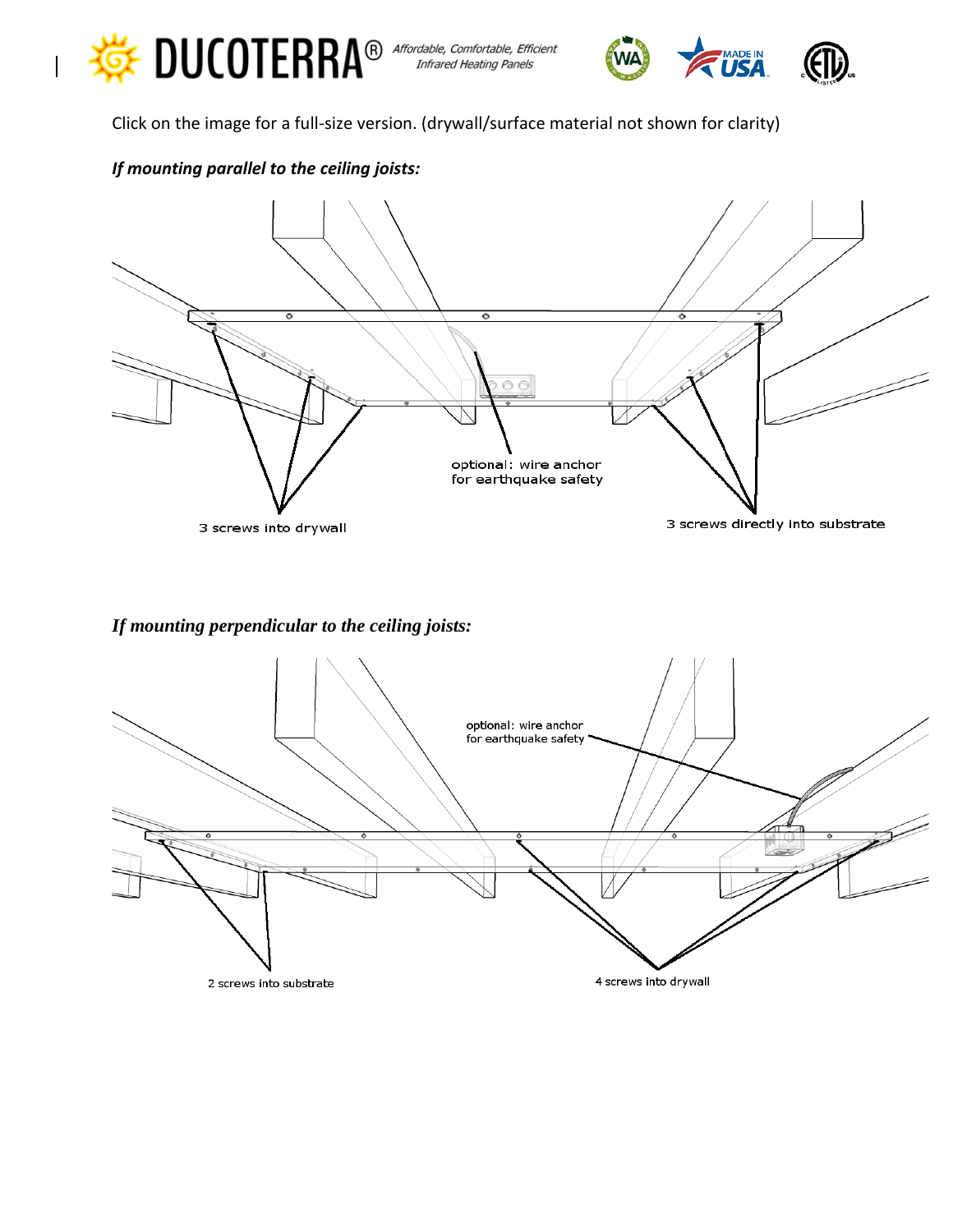Click on the image for a full-size version. (drywall/surface material not shown for clarity)

***If mounting parallel to the ceiling joists:***

optional: wire anchor
for earthquake safety

3 screws into drywall

3 screws directly into substrate

***If mounting perpendicular to the ceiling joists:***

optional: wire anchor
for earthquake safety

2 screws into substrate

4 screws into drywall